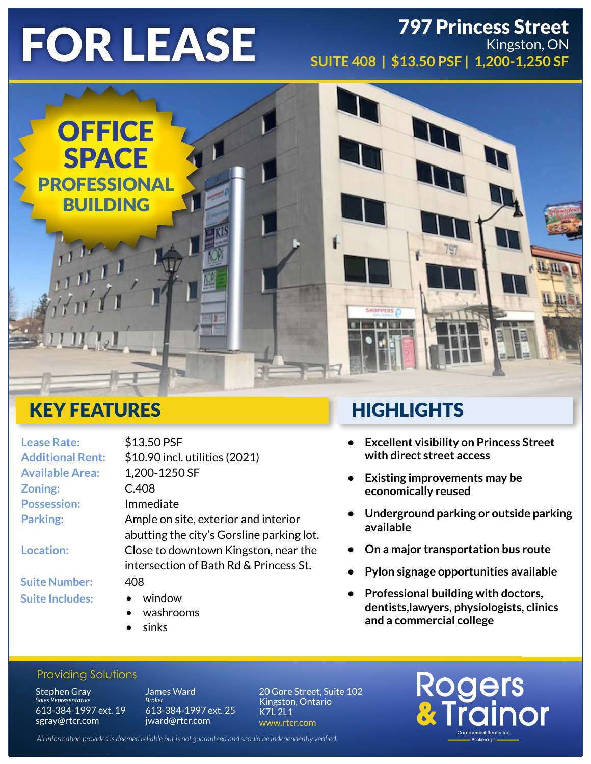# FOR LEASE

**797 Princess Street**
Kingston, ON
**SUITE 408 | $13.50 PSF | 1,200-1,250 SF**

**OFFICE SPACE**
**PROFESSIONAL BUILDING**

## KEY FEATURES

| | |
|---|---|
| **Lease Rate:** | $13.50 PSF |
| **Additional Rent:** | $10.90 incl. utilities (2021) |
| **Available Area:** | 1,200-1250 SF |
| **Zoning:** | C.408 |
| **Possession:** | Immediate |
| **Parking:** | Ample on site, exterior and interior abutting the city's Gorsline parking lot. |
| **Location:** | Close to downtown Kingston, near the intersection of Bath Rd & Princess St. |
| **Suite Number:** | 408 |
| **Suite Includes:** | • window<br>• washrooms<br>• sinks |

## HIGHLIGHTS

- **Excellent visibility on Princess Street with direct street access**
- **Existing improvements may be economically reused**
- **Underground parking or outside parking available**
- **On a major transportation bus route**
- **Pylon signage opportunities available**
- **Professional building with doctors, dentists,lawyers, physiologists, clinics and a commercial college**

Providing Solutions

Stephen Gray
*Sales Representative*
613-384-1997 ext. 19
sgray@rtcr.com

James Ward
*Broker*
613-384-1997 ext. 25
jward@rtcr.com

20 Gore Street, Suite 102
Kingston, Ontario
K7L 2L1
www.rtcr.com

Rogers & Trainor
Commercial Realty Inc.
Brokerage

*All information provided is deemed reliable but is not guaranteed and should be independently verified.*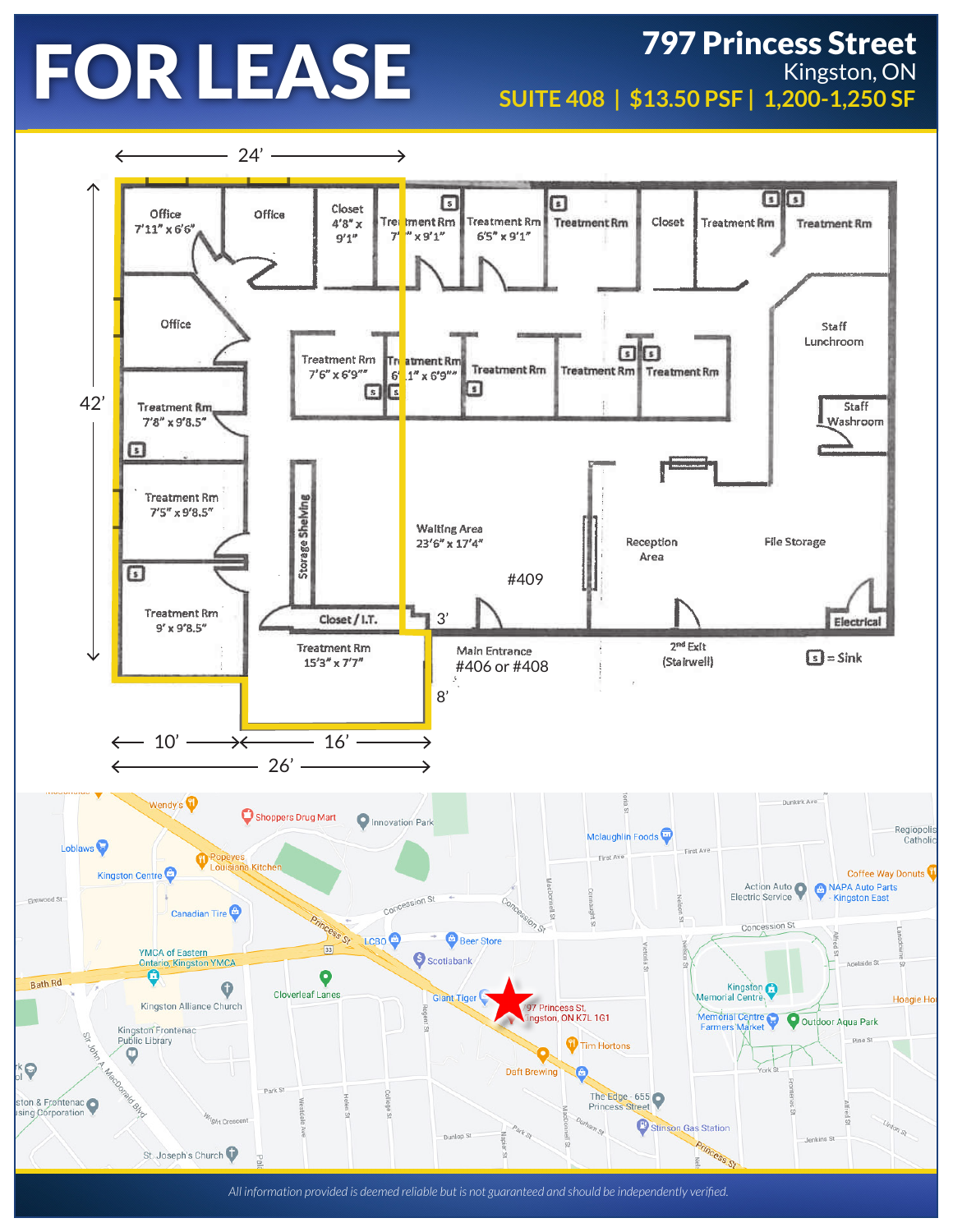# FOR LEASE

## 797 Princess Street
Kingston, ON

**SUITE 408 | $13.50 PSF | 1,200-1,250 SF**

24'

42'

Office 7'11" x 6'6"

Office

Closet 4'8" x 9'1"

Treatment Rm 7'_" x 9'1"

Treatment Rm 6'5" x 9'1"

Treatment Rm

Closet

Treatment Rm

Treatment Rm

Office

Treatment Rm 7'6" x 6'9"

Treatment Rm 6'1" x 6'9"

Treatment Rm

Treatment Rm

Treatment Rm

Staff Lunchroom

Staff Washroom

Treatment Rm 7'8" x 9'8.5"

Treatment Rm 7'5" x 9'8.5"

Storage Shelving

Waiting Area 23'6" x 17'4"

#409

Reception Area

File Storage

Treatment Rm 9' x 9'8.5"

Closet / I.T.

3'

Electrical

Treatment Rm 15'3" x 7'7"

Main Entrance #406 or #408

2nd Exit (Stairwell)

S = Sink

8'

10'

16'

26'

797 Princess St, Kingston, ON K7L 1G1

*All information provided is deemed reliable but is not guaranteed and should be independently verified.*